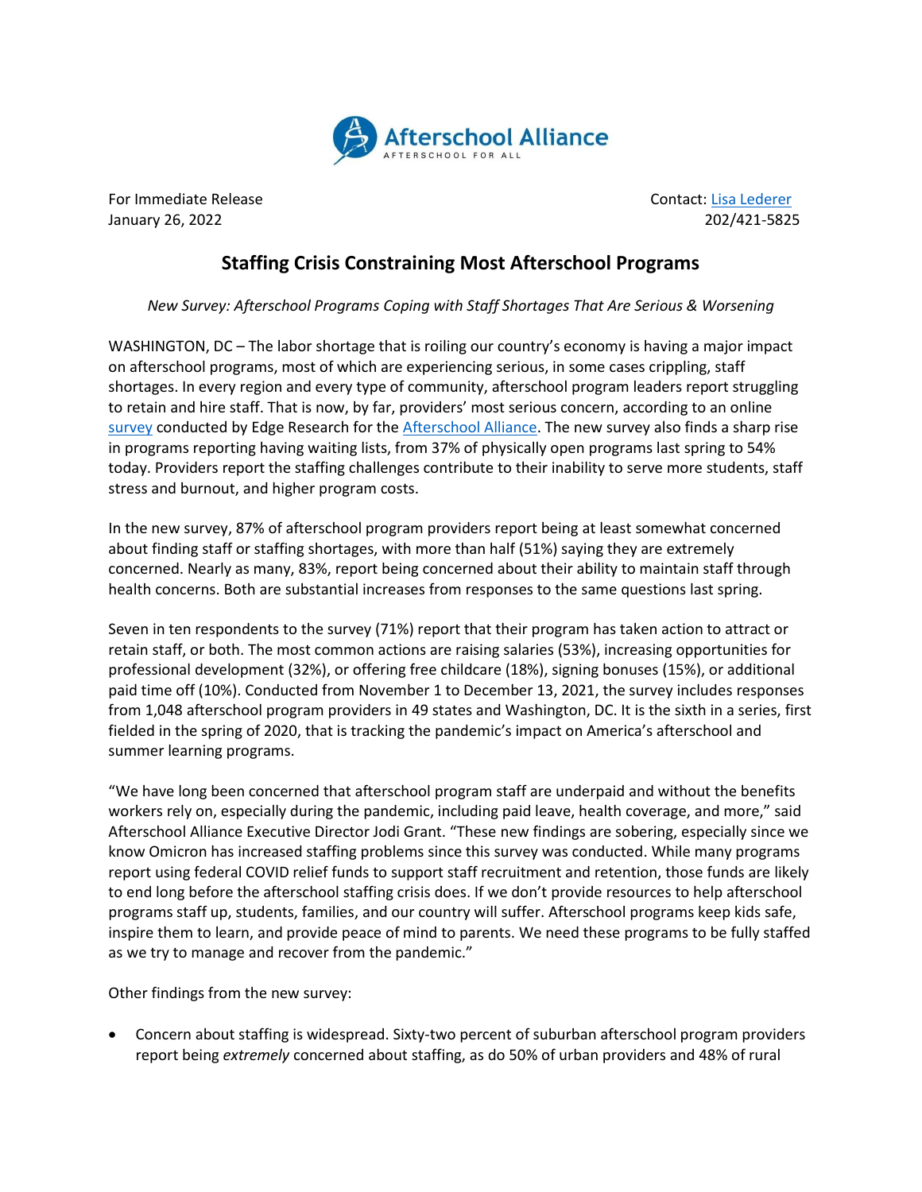Afterschool Alliance
AFTERSCHOOL FOR ALL

For Immediate Release
January 26, 2022

Contact: Lisa Lederer
202/421-5825

# Staffing Crisis Constraining Most Afterschool Programs

*New Survey: Afterschool Programs Coping with Staff Shortages That Are Serious & Worsening*

WASHINGTON, DC – The labor shortage that is roiling our country's economy is having a major impact on afterschool programs, most of which are experiencing serious, in some cases crippling, staff shortages. In every region and every type of community, afterschool program leaders report struggling to retain and hire staff. That is now, by far, providers' most serious concern, according to an online survey conducted by Edge Research for the Afterschool Alliance. The new survey also finds a sharp rise in programs reporting having waiting lists, from 37% of physically open programs last spring to 54% today. Providers report the staffing challenges contribute to their inability to serve more students, staff stress and burnout, and higher program costs.

In the new survey, 87% of afterschool program providers report being at least somewhat concerned about finding staff or staffing shortages, with more than half (51%) saying they are extremely concerned. Nearly as many, 83%, report being concerned about their ability to maintain staff through health concerns. Both are substantial increases from responses to the same questions last spring.

Seven in ten respondents to the survey (71%) report that their program has taken action to attract or retain staff, or both. The most common actions are raising salaries (53%), increasing opportunities for professional development (32%), or offering free childcare (18%), signing bonuses (15%), or additional paid time off (10%). Conducted from November 1 to December 13, 2021, the survey includes responses from 1,048 afterschool program providers in 49 states and Washington, DC. It is the sixth in a series, first fielded in the spring of 2020, that is tracking the pandemic's impact on America's afterschool and summer learning programs.

"We have long been concerned that afterschool program staff are underpaid and without the benefits workers rely on, especially during the pandemic, including paid leave, health coverage, and more," said Afterschool Alliance Executive Director Jodi Grant. "These new findings are sobering, especially since we know Omicron has increased staffing problems since this survey was conducted. While many programs report using federal COVID relief funds to support staff recruitment and retention, those funds are likely to end long before the afterschool staffing crisis does. If we don't provide resources to help afterschool programs staff up, students, families, and our country will suffer. Afterschool programs keep kids safe, inspire them to learn, and provide peace of mind to parents. We need these programs to be fully staffed as we try to manage and recover from the pandemic."

Other findings from the new survey:

- Concern about staffing is widespread. Sixty-two percent of suburban afterschool program providers report being *extremely* concerned about staffing, as do 50% of urban providers and 48% of rural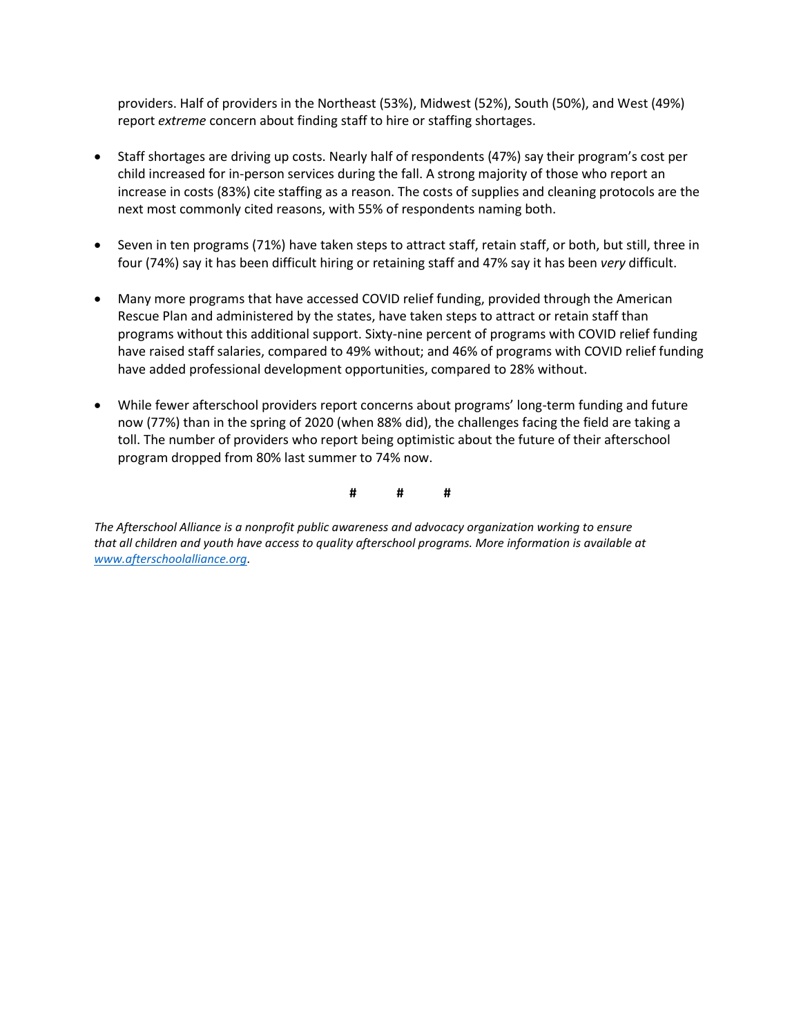providers. Half of providers in the Northeast (53%), Midwest (52%), South (50%), and West (49%) report *extreme* concern about finding staff to hire or staffing shortages.

- Staff shortages are driving up costs. Nearly half of respondents (47%) say their program's cost per child increased for in-person services during the fall. A strong majority of those who report an increase in costs (83%) cite staffing as a reason. The costs of supplies and cleaning protocols are the next most commonly cited reasons, with 55% of respondents naming both.

- Seven in ten programs (71%) have taken steps to attract staff, retain staff, or both, but still, three in four (74%) say it has been difficult hiring or retaining staff and 47% say it has been *very* difficult.

- Many more programs that have accessed COVID relief funding, provided through the American Rescue Plan and administered by the states, have taken steps to attract or retain staff than programs without this additional support. Sixty-nine percent of programs with COVID relief funding have raised staff salaries, compared to 49% without; and 46% of programs with COVID relief funding have added professional development opportunities, compared to 28% without.

- While fewer afterschool providers report concerns about programs' long-term funding and future now (77%) than in the spring of 2020 (when 88% did), the challenges facing the field are taking a toll. The number of providers who report being optimistic about the future of their afterschool program dropped from 80% last summer to 74% now.

**# # #**

*The Afterschool Alliance is a nonprofit public awareness and advocacy organization working to ensure that all children and youth have access to quality afterschool programs. More information is available at [www.afterschoolalliance.org](http://www.afterschoolalliance.org).*